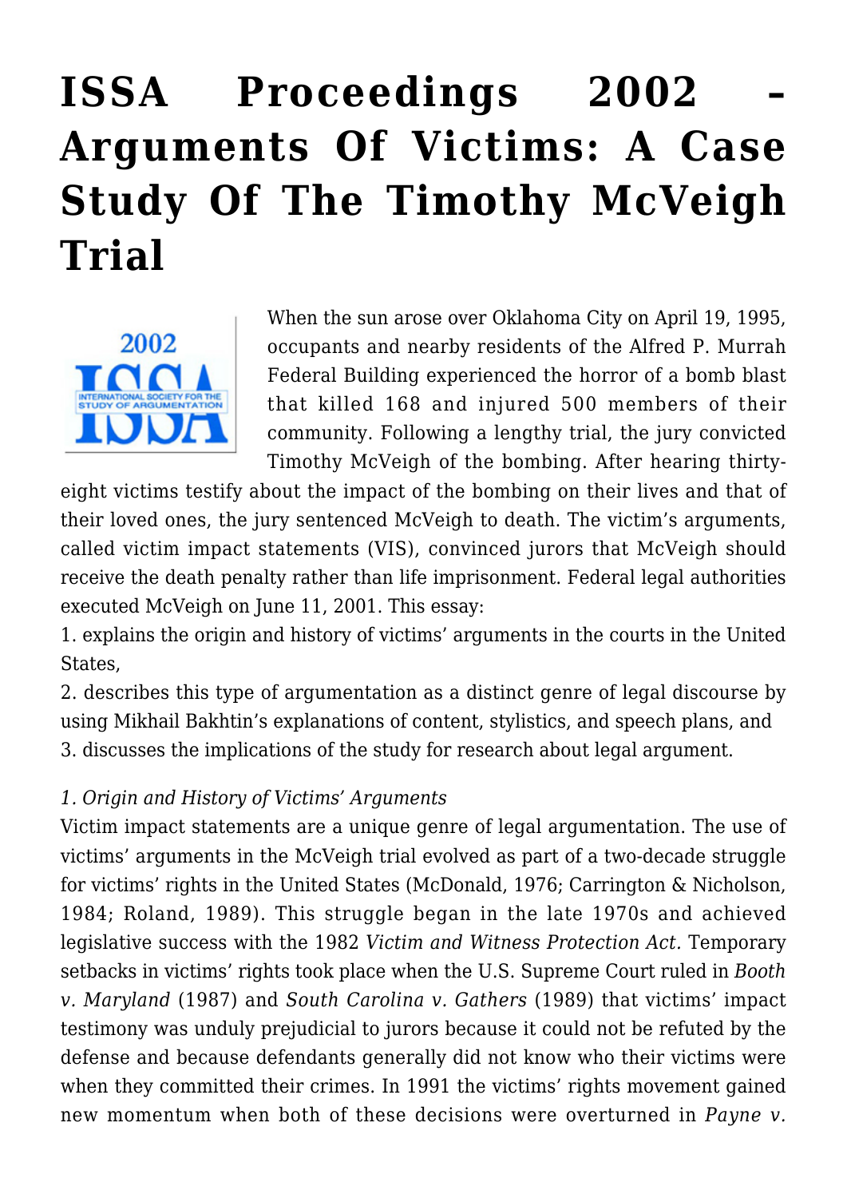# ISSA Proceedings 2002 – Arguments Of Victims: A Case Study Of The Timothy McVeigh Trial

When the sun arose over Oklahoma City on April 19, 1995, occupants and nearby residents of the Alfred P. Murrah Federal Building experienced the horror of a bomb blast that killed 168 and injured 500 members of their community. Following a lengthy trial, the jury convicted Timothy McVeigh of the bombing. After hearing thirty-eight victims testify about the impact of the bombing on their lives and that of their loved ones, the jury sentenced McVeigh to death. The victim's arguments, called victim impact statements (VIS), convinced jurors that McVeigh should receive the death penalty rather than life imprisonment. Federal legal authorities executed McVeigh on June 11, 2001. This essay:

1. explains the origin and history of victims' arguments in the courts in the United States,
2. describes this type of argumentation as a distinct genre of legal discourse by using Mikhail Bakhtin's explanations of content, stylistics, and speech plans, and
3. discusses the implications of the study for research about legal argument.

*1. Origin and History of Victims' Arguments*

Victim impact statements are a unique genre of legal argumentation. The use of victims' arguments in the McVeigh trial evolved as part of a two-decade struggle for victims' rights in the United States (McDonald, 1976; Carrington & Nicholson, 1984; Roland, 1989). This struggle began in the late 1970s and achieved legislative success with the 1982 *Victim and Witness Protection Act.* Temporary setbacks in victims' rights took place when the U.S. Supreme Court ruled in *Booth v. Maryland* (1987) and *South Carolina v. Gathers* (1989) that victims' impact testimony was unduly prejudicial to jurors because it could not be refuted by the defense and because defendants generally did not know who their victims were when they committed their crimes. In 1991 the victims' rights movement gained new momentum when both of these decisions were overturned in *Payne v.*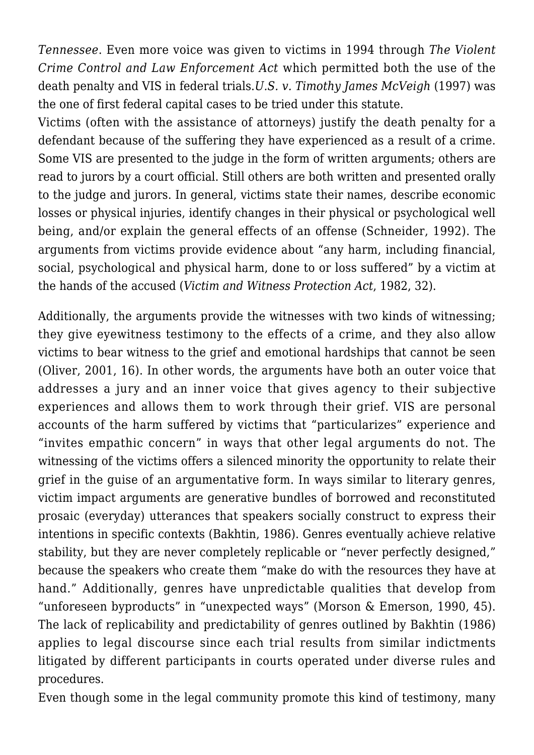*Tennessee*. Even more voice was given to victims in 1994 through *The Violent Crime Control and Law Enforcement Act* which permitted both the use of the death penalty and VIS in federal trials.*U.S. v. Timothy James McVeigh* (1997) was the one of first federal capital cases to be tried under this statute.

Victims (often with the assistance of attorneys) justify the death penalty for a defendant because of the suffering they have experienced as a result of a crime. Some VIS are presented to the judge in the form of written arguments; others are read to jurors by a court official. Still others are both written and presented orally to the judge and jurors. In general, victims state their names, describe economic losses or physical injuries, identify changes in their physical or psychological well being, and/or explain the general effects of an offense (Schneider, 1992). The arguments from victims provide evidence about "any harm, including financial, social, psychological and physical harm, done to or loss suffered" by a victim at the hands of the accused (*Victim and Witness Protection Act*, 1982, 32).

Additionally, the arguments provide the witnesses with two kinds of witnessing; they give eyewitness testimony to the effects of a crime, and they also allow victims to bear witness to the grief and emotional hardships that cannot be seen (Oliver, 2001, 16). In other words, the arguments have both an outer voice that addresses a jury and an inner voice that gives agency to their subjective experiences and allows them to work through their grief. VIS are personal accounts of the harm suffered by victims that "particularizes" experience and "invites empathic concern" in ways that other legal arguments do not. The witnessing of the victims offers a silenced minority the opportunity to relate their grief in the guise of an argumentative form. In ways similar to literary genres, victim impact arguments are generative bundles of borrowed and reconstituted prosaic (everyday) utterances that speakers socially construct to express their intentions in specific contexts (Bakhtin, 1986). Genres eventually achieve relative stability, but they are never completely replicable or "never perfectly designed," because the speakers who create them "make do with the resources they have at hand." Additionally, genres have unpredictable qualities that develop from "unforeseen byproducts" in "unexpected ways" (Morson & Emerson, 1990, 45). The lack of replicability and predictability of genres outlined by Bakhtin (1986) applies to legal discourse since each trial results from similar indictments litigated by different participants in courts operated under diverse rules and procedures.

Even though some in the legal community promote this kind of testimony, many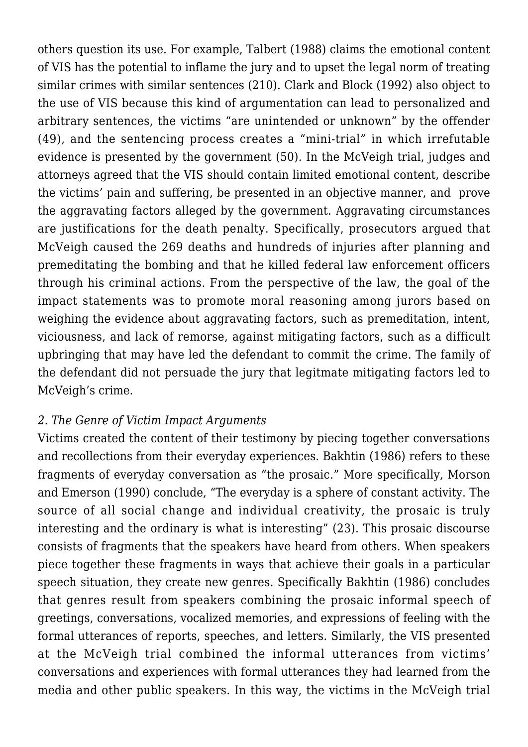others question its use. For example, Talbert (1988) claims the emotional content of VIS has the potential to inflame the jury and to upset the legal norm of treating similar crimes with similar sentences (210). Clark and Block (1992) also object to the use of VIS because this kind of argumentation can lead to personalized and arbitrary sentences, the victims "are unintended or unknown" by the offender (49), and the sentencing process creates a "mini-trial" in which irrefutable evidence is presented by the government (50). In the McVeigh trial, judges and attorneys agreed that the VIS should contain limited emotional content, describe the victims' pain and suffering, be presented in an objective manner, and prove the aggravating factors alleged by the government. Aggravating circumstances are justifications for the death penalty. Specifically, prosecutors argued that McVeigh caused the 269 deaths and hundreds of injuries after planning and premeditating the bombing and that he killed federal law enforcement officers through his criminal actions. From the perspective of the law, the goal of the impact statements was to promote moral reasoning among jurors based on weighing the evidence about aggravating factors, such as premeditation, intent, viciousness, and lack of remorse, against mitigating factors, such as a difficult upbringing that may have led the defendant to commit the crime. The family of the defendant did not persuade the jury that legitmate mitigating factors led to McVeigh's crime.

### *2. The Genre of Victim Impact Arguments*

Victims created the content of their testimony by piecing together conversations and recollections from their everyday experiences. Bakhtin (1986) refers to these fragments of everyday conversation as "the prosaic." More specifically, Morson and Emerson (1990) conclude, "The everyday is a sphere of constant activity. The source of all social change and individual creativity, the prosaic is truly interesting and the ordinary is what is interesting" (23). This prosaic discourse consists of fragments that the speakers have heard from others. When speakers piece together these fragments in ways that achieve their goals in a particular speech situation, they create new genres. Specifically Bakhtin (1986) concludes that genres result from speakers combining the prosaic informal speech of greetings, conversations, vocalized memories, and expressions of feeling with the formal utterances of reports, speeches, and letters. Similarly, the VIS presented at the McVeigh trial combined the informal utterances from victims' conversations and experiences with formal utterances they had learned from the media and other public speakers. In this way, the victims in the McVeigh trial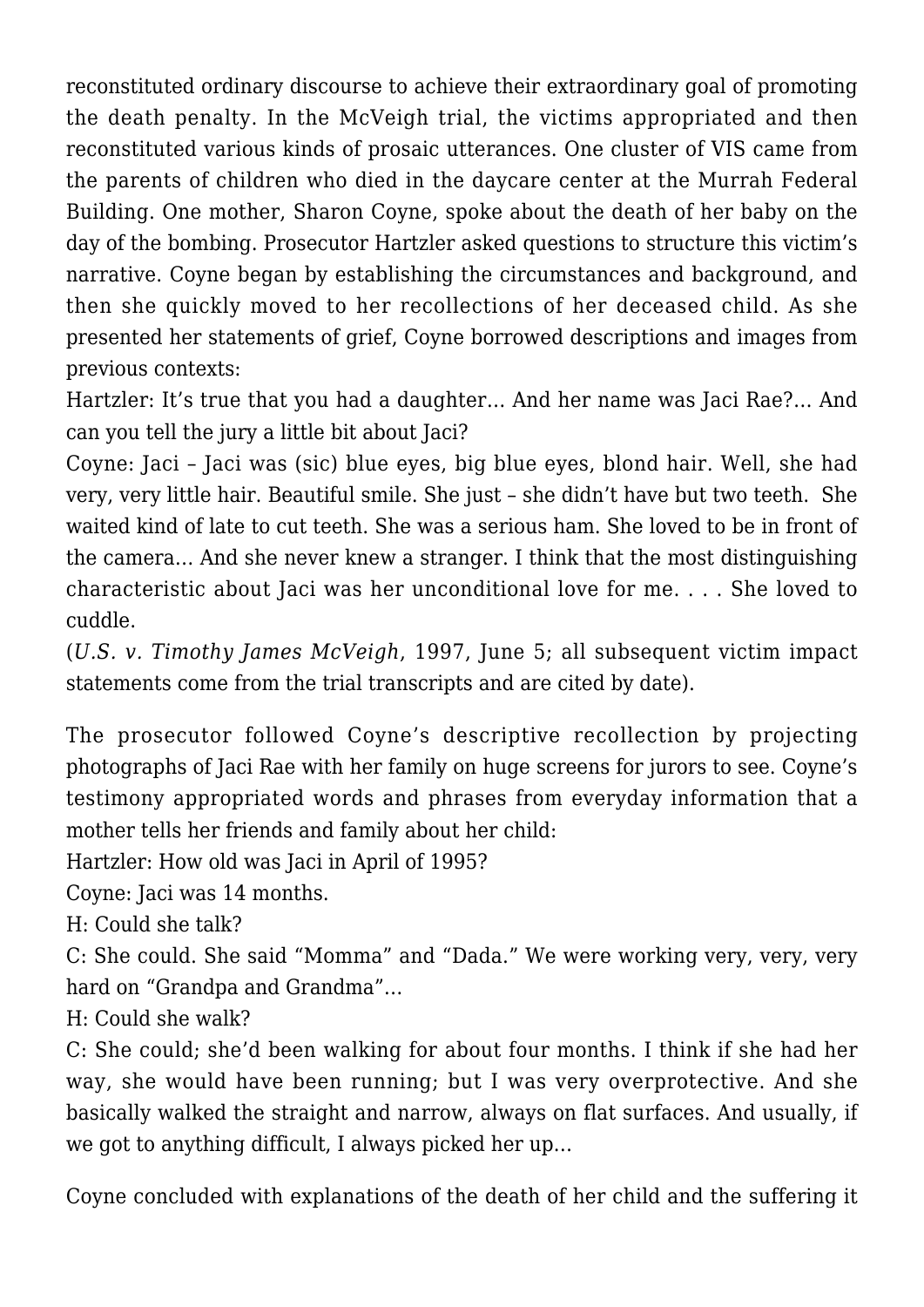reconstituted ordinary discourse to achieve their extraordinary goal of promoting the death penalty. In the McVeigh trial, the victims appropriated and then reconstituted various kinds of prosaic utterances. One cluster of VIS came from the parents of children who died in the daycare center at the Murrah Federal Building. One mother, Sharon Coyne, spoke about the death of her baby on the day of the bombing. Prosecutor Hartzler asked questions to structure this victim's narrative. Coyne began by establishing the circumstances and background, and then she quickly moved to her recollections of her deceased child. As she presented her statements of grief, Coyne borrowed descriptions and images from previous contexts:

Hartzler: It's true that you had a daughter… And her name was Jaci Rae?… And can you tell the jury a little bit about Jaci?

Coyne: Jaci – Jaci was (sic) blue eyes, big blue eyes, blond hair. Well, she had very, very little hair. Beautiful smile. She just – she didn't have but two teeth. She waited kind of late to cut teeth. She was a serious ham. She loved to be in front of the camera… And she never knew a stranger. I think that the most distinguishing characteristic about Jaci was her unconditional love for me. . . . She loved to cuddle.

(*U.S. v. Timothy James McVeigh*, 1997, June 5; all subsequent victim impact statements come from the trial transcripts and are cited by date).

The prosecutor followed Coyne's descriptive recollection by projecting photographs of Jaci Rae with her family on huge screens for jurors to see. Coyne's testimony appropriated words and phrases from everyday information that a mother tells her friends and family about her child:

Hartzler: How old was Jaci in April of 1995?

Coyne: Jaci was 14 months.

H: Could she talk?

C: She could. She said "Momma" and "Dada." We were working very, very, very hard on "Grandpa and Grandma"…

H: Could she walk?

C: She could; she'd been walking for about four months. I think if she had her way, she would have been running; but I was very overprotective. And she basically walked the straight and narrow, always on flat surfaces. And usually, if we got to anything difficult, I always picked her up…

Coyne concluded with explanations of the death of her child and the suffering it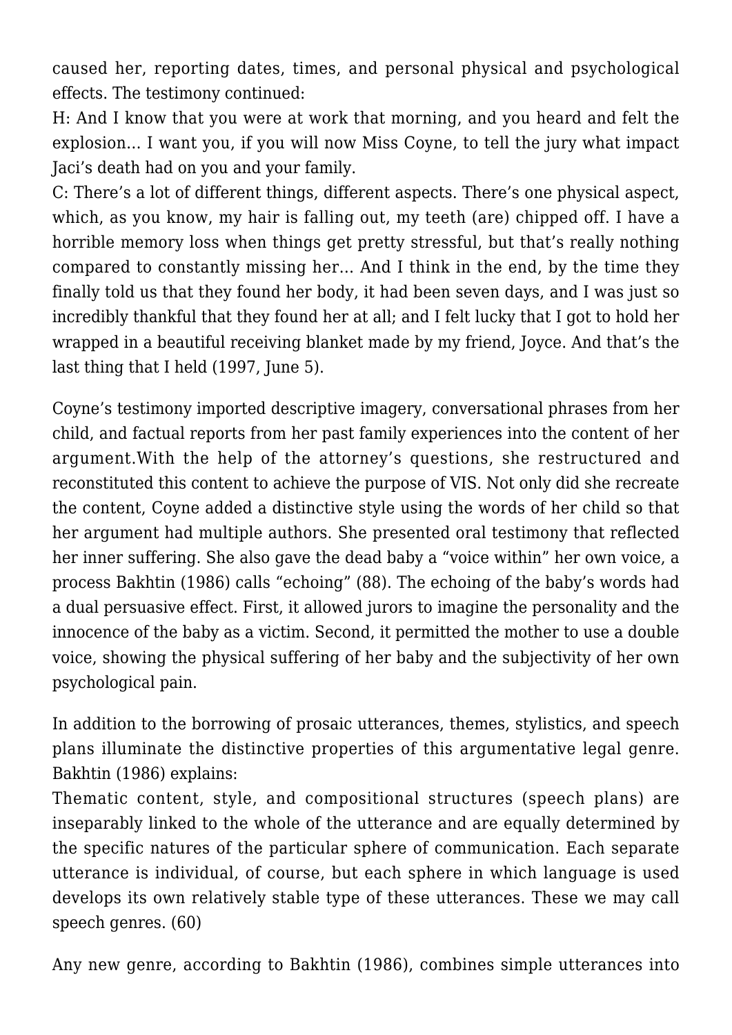caused her, reporting dates, times, and personal physical and psychological effects. The testimony continued:

H: And I know that you were at work that morning, and you heard and felt the explosion… I want you, if you will now Miss Coyne, to tell the jury what impact Jaci's death had on you and your family.

C: There's a lot of different things, different aspects. There's one physical aspect, which, as you know, my hair is falling out, my teeth (are) chipped off. I have a horrible memory loss when things get pretty stressful, but that's really nothing compared to constantly missing her… And I think in the end, by the time they finally told us that they found her body, it had been seven days, and I was just so incredibly thankful that they found her at all; and I felt lucky that I got to hold her wrapped in a beautiful receiving blanket made by my friend, Joyce. And that's the last thing that I held (1997, June 5).

Coyne's testimony imported descriptive imagery, conversational phrases from her child, and factual reports from her past family experiences into the content of her argument.With the help of the attorney's questions, she restructured and reconstituted this content to achieve the purpose of VIS. Not only did she recreate the content, Coyne added a distinctive style using the words of her child so that her argument had multiple authors. She presented oral testimony that reflected her inner suffering. She also gave the dead baby a "voice within" her own voice, a process Bakhtin (1986) calls "echoing" (88). The echoing of the baby's words had a dual persuasive effect. First, it allowed jurors to imagine the personality and the innocence of the baby as a victim. Second, it permitted the mother to use a double voice, showing the physical suffering of her baby and the subjectivity of her own psychological pain.

In addition to the borrowing of prosaic utterances, themes, stylistics, and speech plans illuminate the distinctive properties of this argumentative legal genre. Bakhtin (1986) explains:

Thematic content, style, and compositional structures (speech plans) are inseparably linked to the whole of the utterance and are equally determined by the specific natures of the particular sphere of communication. Each separate utterance is individual, of course, but each sphere in which language is used develops its own relatively stable type of these utterances. These we may call speech genres. (60)

Any new genre, according to Bakhtin (1986), combines simple utterances into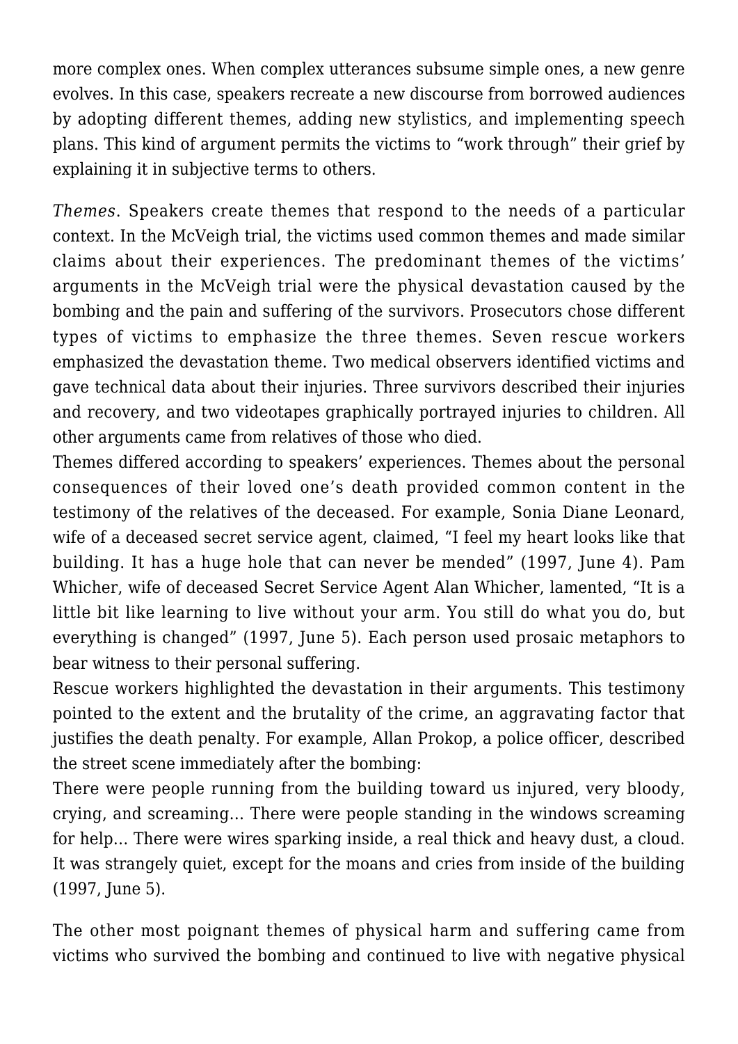more complex ones. When complex utterances subsume simple ones, a new genre evolves. In this case, speakers recreate a new discourse from borrowed audiences by adopting different themes, adding new stylistics, and implementing speech plans. This kind of argument permits the victims to "work through" their grief by explaining it in subjective terms to others.

*Themes*. Speakers create themes that respond to the needs of a particular context. In the McVeigh trial, the victims used common themes and made similar claims about their experiences. The predominant themes of the victims' arguments in the McVeigh trial were the physical devastation caused by the bombing and the pain and suffering of the survivors. Prosecutors chose different types of victims to emphasize the three themes. Seven rescue workers emphasized the devastation theme. Two medical observers identified victims and gave technical data about their injuries. Three survivors described their injuries and recovery, and two videotapes graphically portrayed injuries to children. All other arguments came from relatives of those who died.

Themes differed according to speakers' experiences. Themes about the personal consequences of their loved one's death provided common content in the testimony of the relatives of the deceased. For example, Sonia Diane Leonard, wife of a deceased secret service agent, claimed, "I feel my heart looks like that building. It has a huge hole that can never be mended" (1997, June 4). Pam Whicher, wife of deceased Secret Service Agent Alan Whicher, lamented, "It is a little bit like learning to live without your arm. You still do what you do, but everything is changed" (1997, June 5). Each person used prosaic metaphors to bear witness to their personal suffering.

Rescue workers highlighted the devastation in their arguments. This testimony pointed to the extent and the brutality of the crime, an aggravating factor that justifies the death penalty. For example, Allan Prokop, a police officer, described the street scene immediately after the bombing:

There were people running from the building toward us injured, very bloody, crying, and screaming… There were people standing in the windows screaming for help… There were wires sparking inside, a real thick and heavy dust, a cloud. It was strangely quiet, except for the moans and cries from inside of the building (1997, June 5).

The other most poignant themes of physical harm and suffering came from victims who survived the bombing and continued to live with negative physical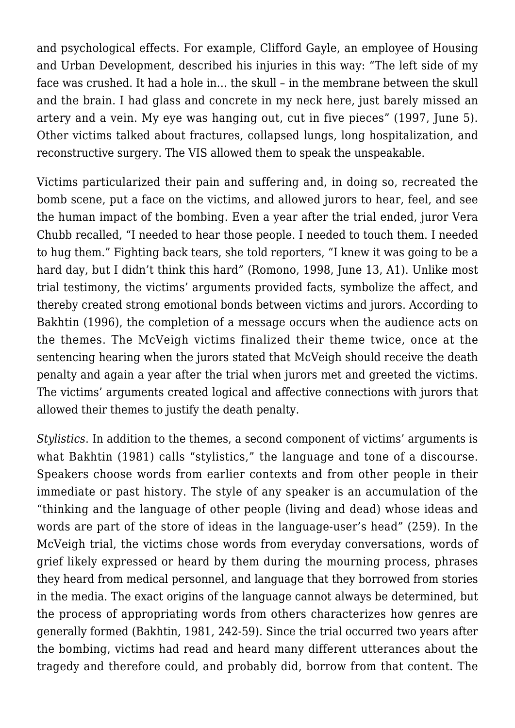and psychological effects. For example, Clifford Gayle, an employee of Housing and Urban Development, described his injuries in this way: "The left side of my face was crushed. It had a hole in… the skull – in the membrane between the skull and the brain. I had glass and concrete in my neck here, just barely missed an artery and a vein. My eye was hanging out, cut in five pieces" (1997, June 5). Other victims talked about fractures, collapsed lungs, long hospitalization, and reconstructive surgery. The VIS allowed them to speak the unspeakable.

Victims particularized their pain and suffering and, in doing so, recreated the bomb scene, put a face on the victims, and allowed jurors to hear, feel, and see the human impact of the bombing. Even a year after the trial ended, juror Vera Chubb recalled, "I needed to hear those people. I needed to touch them. I needed to hug them." Fighting back tears, she told reporters, "I knew it was going to be a hard day, but I didn't think this hard" (Romono, 1998, June 13, A1). Unlike most trial testimony, the victims' arguments provided facts, symbolize the affect, and thereby created strong emotional bonds between victims and jurors. According to Bakhtin (1996), the completion of a message occurs when the audience acts on the themes. The McVeigh victims finalized their theme twice, once at the sentencing hearing when the jurors stated that McVeigh should receive the death penalty and again a year after the trial when jurors met and greeted the victims. The victims' arguments created logical and affective connections with jurors that allowed their themes to justify the death penalty.

*Stylistics*. In addition to the themes, a second component of victims' arguments is what Bakhtin (1981) calls "stylistics," the language and tone of a discourse. Speakers choose words from earlier contexts and from other people in their immediate or past history. The style of any speaker is an accumulation of the "thinking and the language of other people (living and dead) whose ideas and words are part of the store of ideas in the language-user's head" (259). In the McVeigh trial, the victims chose words from everyday conversations, words of grief likely expressed or heard by them during the mourning process, phrases they heard from medical personnel, and language that they borrowed from stories in the media. The exact origins of the language cannot always be determined, but the process of appropriating words from others characterizes how genres are generally formed (Bakhtin, 1981, 242-59). Since the trial occurred two years after the bombing, victims had read and heard many different utterances about the tragedy and therefore could, and probably did, borrow from that content. The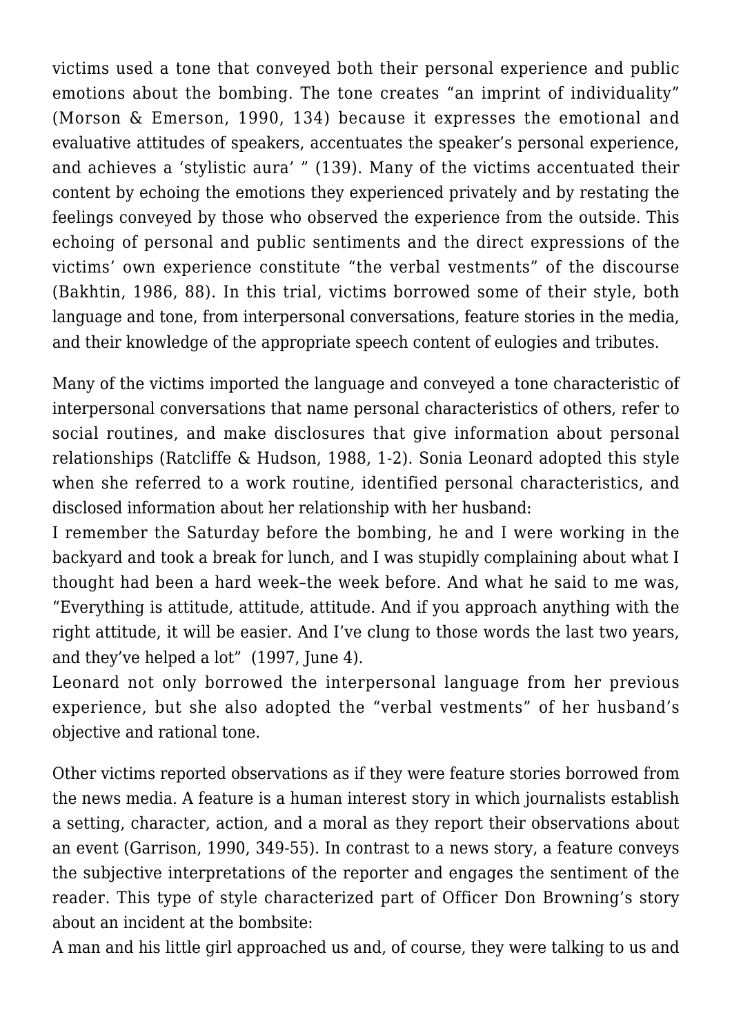victims used a tone that conveyed both their personal experience and public emotions about the bombing. The tone creates "an imprint of individuality" (Morson & Emerson, 1990, 134) because it expresses the emotional and evaluative attitudes of speakers, accentuates the speaker's personal experience, and achieves a 'stylistic aura' " (139). Many of the victims accentuated their content by echoing the emotions they experienced privately and by restating the feelings conveyed by those who observed the experience from the outside. This echoing of personal and public sentiments and the direct expressions of the victims' own experience constitute "the verbal vestments" of the discourse (Bakhtin, 1986, 88). In this trial, victims borrowed some of their style, both language and tone, from interpersonal conversations, feature stories in the media, and their knowledge of the appropriate speech content of eulogies and tributes.

Many of the victims imported the language and conveyed a tone characteristic of interpersonal conversations that name personal characteristics of others, refer to social routines, and make disclosures that give information about personal relationships (Ratcliffe & Hudson, 1988, 1-2). Sonia Leonard adopted this style when she referred to a work routine, identified personal characteristics, and disclosed information about her relationship with her husband:

I remember the Saturday before the bombing, he and I were working in the backyard and took a break for lunch, and I was stupidly complaining about what I thought had been a hard week–the week before. And what he said to me was, "Everything is attitude, attitude, attitude. And if you approach anything with the right attitude, it will be easier. And I've clung to those words the last two years, and they've helped a lot" (1997, June 4).

Leonard not only borrowed the interpersonal language from her previous experience, but she also adopted the "verbal vestments" of her husband's objective and rational tone.

Other victims reported observations as if they were feature stories borrowed from the news media. A feature is a human interest story in which journalists establish a setting, character, action, and a moral as they report their observations about an event (Garrison, 1990, 349-55). In contrast to a news story, a feature conveys the subjective interpretations of the reporter and engages the sentiment of the reader. This type of style characterized part of Officer Don Browning's story about an incident at the bombsite:

A man and his little girl approached us and, of course, they were talking to us and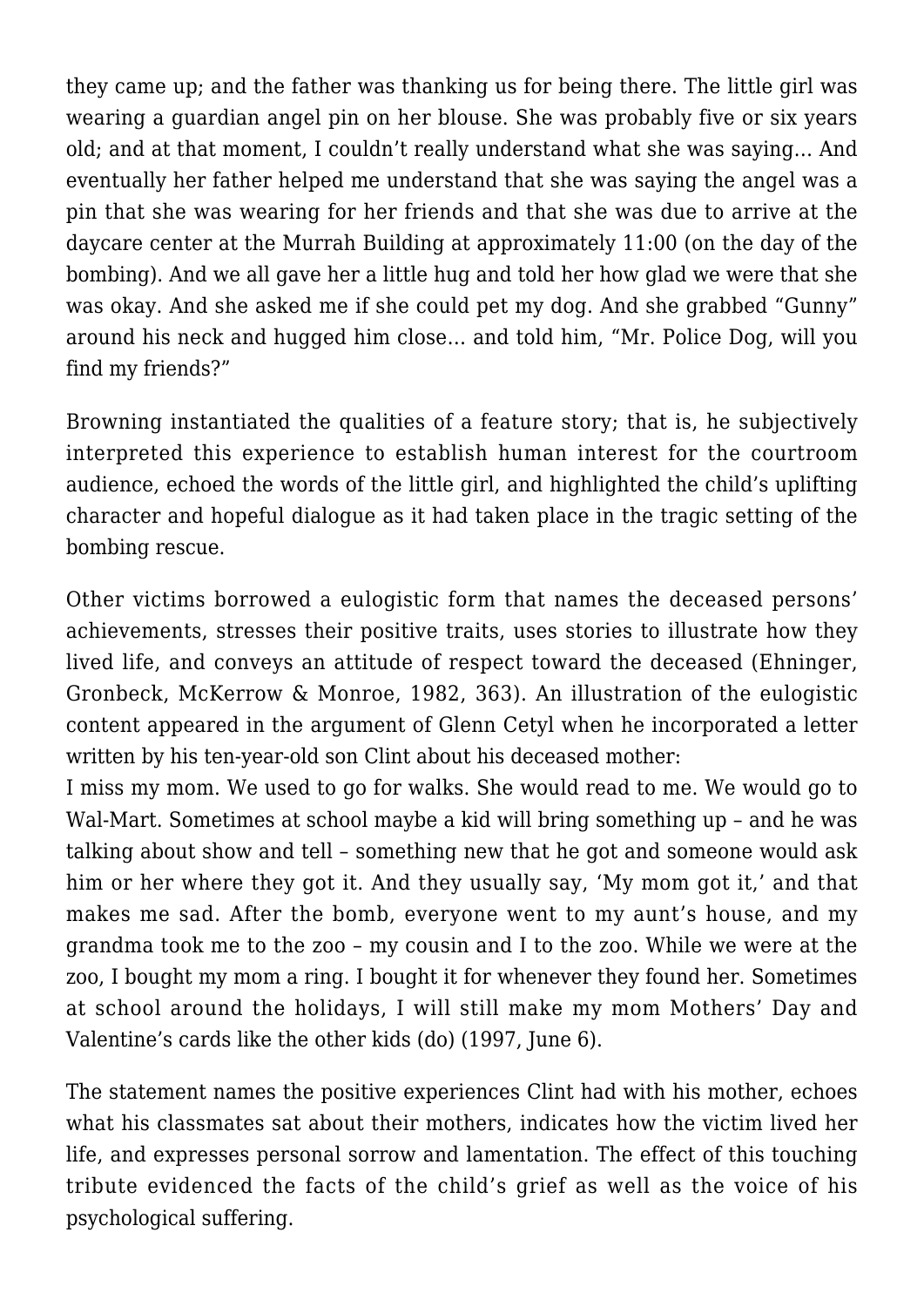they came up; and the father was thanking us for being there. The little girl was wearing a guardian angel pin on her blouse. She was probably five or six years old; and at that moment, I couldn't really understand what she was saying… And eventually her father helped me understand that she was saying the angel was a pin that she was wearing for her friends and that she was due to arrive at the daycare center at the Murrah Building at approximately 11:00 (on the day of the bombing). And we all gave her a little hug and told her how glad we were that she was okay. And she asked me if she could pet my dog. And she grabbed "Gunny" around his neck and hugged him close… and told him, "Mr. Police Dog, will you find my friends?"

Browning instantiated the qualities of a feature story; that is, he subjectively interpreted this experience to establish human interest for the courtroom audience, echoed the words of the little girl, and highlighted the child's uplifting character and hopeful dialogue as it had taken place in the tragic setting of the bombing rescue.

Other victims borrowed a eulogistic form that names the deceased persons' achievements, stresses their positive traits, uses stories to illustrate how they lived life, and conveys an attitude of respect toward the deceased (Ehninger, Gronbeck, McKerrow & Monroe, 1982, 363). An illustration of the eulogistic content appeared in the argument of Glenn Cetyl when he incorporated a letter written by his ten-year-old son Clint about his deceased mother:

I miss my mom. We used to go for walks. She would read to me. We would go to Wal-Mart. Sometimes at school maybe a kid will bring something up – and he was talking about show and tell – something new that he got and someone would ask him or her where they got it. And they usually say, 'My mom got it,' and that makes me sad. After the bomb, everyone went to my aunt's house, and my grandma took me to the zoo – my cousin and I to the zoo. While we were at the zoo, I bought my mom a ring. I bought it for whenever they found her. Sometimes at school around the holidays, I will still make my mom Mothers' Day and Valentine's cards like the other kids (do) (1997, June 6).

The statement names the positive experiences Clint had with his mother, echoes what his classmates sat about their mothers, indicates how the victim lived her life, and expresses personal sorrow and lamentation. The effect of this touching tribute evidenced the facts of the child's grief as well as the voice of his psychological suffering.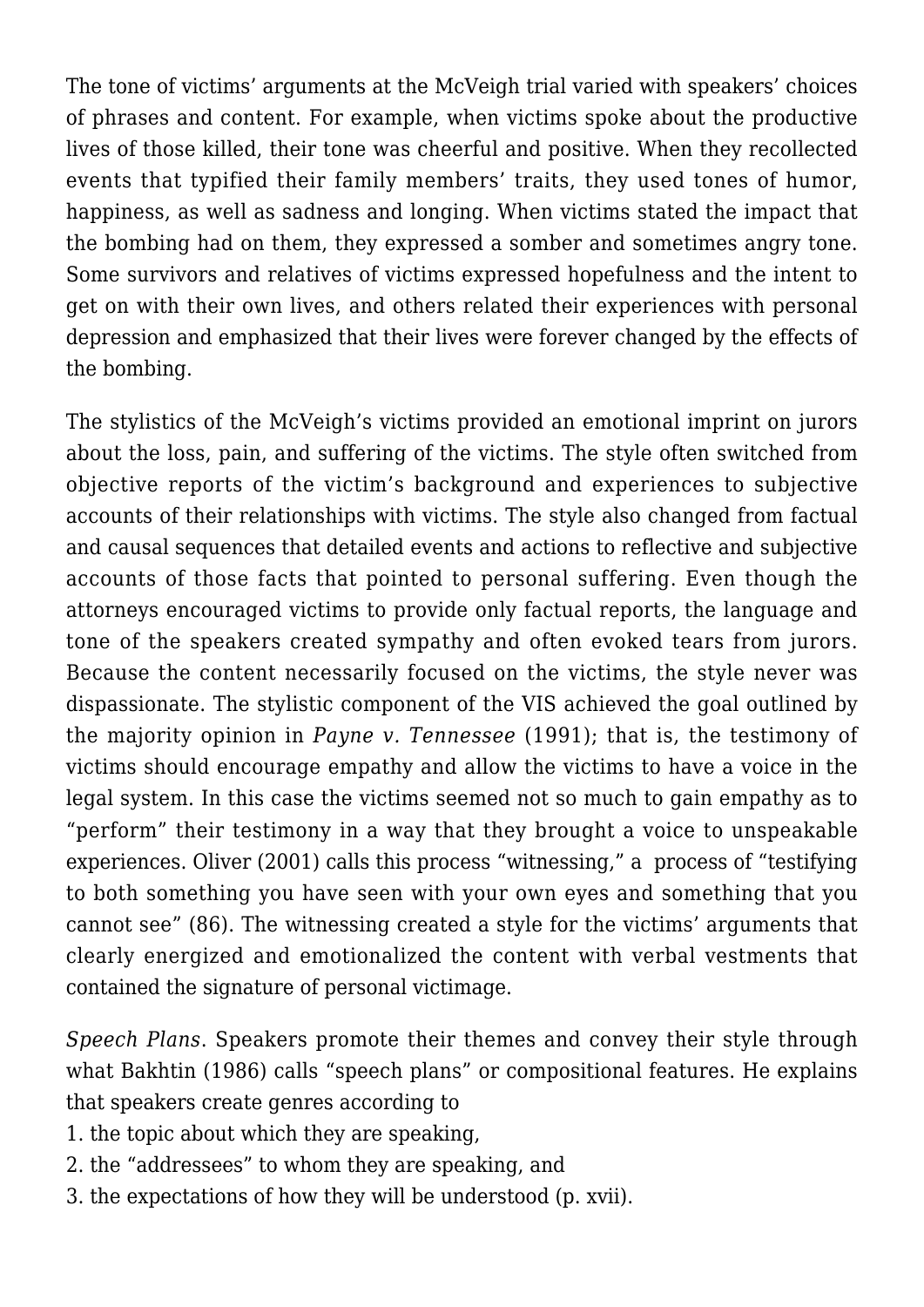The tone of victims' arguments at the McVeigh trial varied with speakers' choices of phrases and content. For example, when victims spoke about the productive lives of those killed, their tone was cheerful and positive. When they recollected events that typified their family members' traits, they used tones of humor, happiness, as well as sadness and longing. When victims stated the impact that the bombing had on them, they expressed a somber and sometimes angry tone. Some survivors and relatives of victims expressed hopefulness and the intent to get on with their own lives, and others related their experiences with personal depression and emphasized that their lives were forever changed by the effects of the bombing.

The stylistics of the McVeigh's victims provided an emotional imprint on jurors about the loss, pain, and suffering of the victims. The style often switched from objective reports of the victim's background and experiences to subjective accounts of their relationships with victims. The style also changed from factual and causal sequences that detailed events and actions to reflective and subjective accounts of those facts that pointed to personal suffering. Even though the attorneys encouraged victims to provide only factual reports, the language and tone of the speakers created sympathy and often evoked tears from jurors. Because the content necessarily focused on the victims, the style never was dispassionate. The stylistic component of the VIS achieved the goal outlined by the majority opinion in *Payne v. Tennessee* (1991); that is, the testimony of victims should encourage empathy and allow the victims to have a voice in the legal system. In this case the victims seemed not so much to gain empathy as to "perform" their testimony in a way that they brought a voice to unspeakable experiences. Oliver (2001) calls this process "witnessing," a process of "testifying to both something you have seen with your own eyes and something that you cannot see" (86). The witnessing created a style for the victims' arguments that clearly energized and emotionalized the content with verbal vestments that contained the signature of personal victimage.

*Speech Plans*. Speakers promote their themes and convey their style through what Bakhtin (1986) calls "speech plans" or compositional features. He explains that speakers create genres according to

1. the topic about which they are speaking,
2. the "addressees" to whom they are speaking, and
3. the expectations of how they will be understood (p. xvii).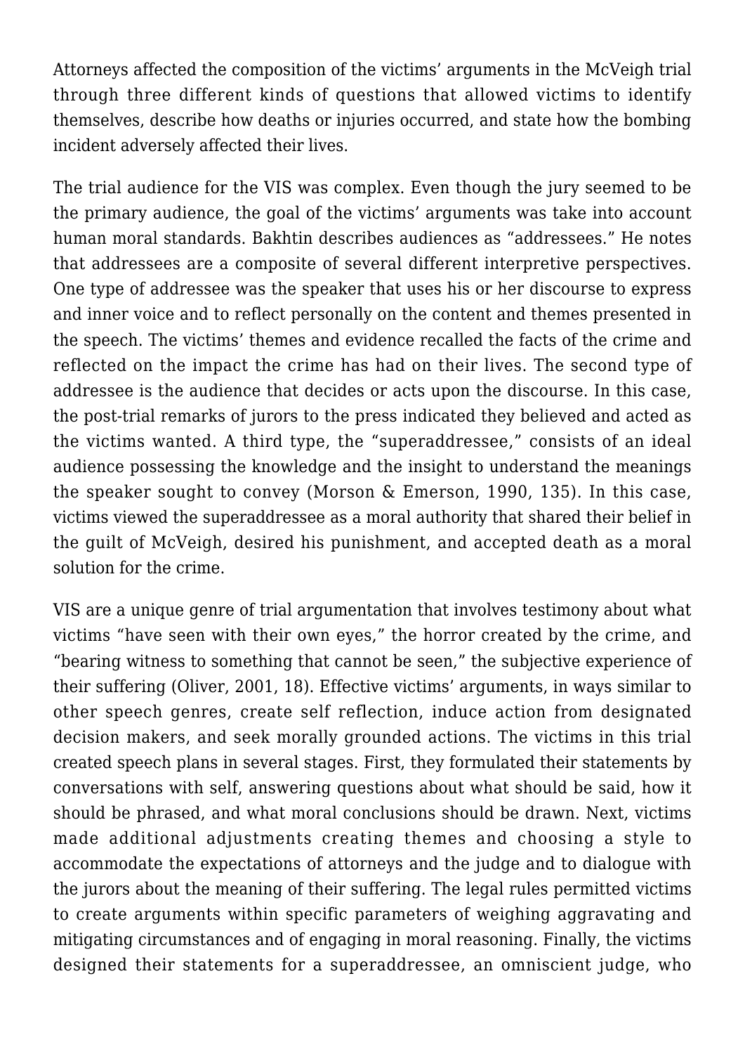Attorneys affected the composition of the victims' arguments in the McVeigh trial through three different kinds of questions that allowed victims to identify themselves, describe how deaths or injuries occurred, and state how the bombing incident adversely affected their lives.

The trial audience for the VIS was complex. Even though the jury seemed to be the primary audience, the goal of the victims' arguments was take into account human moral standards. Bakhtin describes audiences as "addressees." He notes that addressees are a composite of several different interpretive perspectives. One type of addressee was the speaker that uses his or her discourse to express and inner voice and to reflect personally on the content and themes presented in the speech. The victims' themes and evidence recalled the facts of the crime and reflected on the impact the crime has had on their lives. The second type of addressee is the audience that decides or acts upon the discourse. In this case, the post-trial remarks of jurors to the press indicated they believed and acted as the victims wanted. A third type, the "superaddressee," consists of an ideal audience possessing the knowledge and the insight to understand the meanings the speaker sought to convey (Morson & Emerson, 1990, 135). In this case, victims viewed the superaddressee as a moral authority that shared their belief in the guilt of McVeigh, desired his punishment, and accepted death as a moral solution for the crime.

VIS are a unique genre of trial argumentation that involves testimony about what victims "have seen with their own eyes," the horror created by the crime, and "bearing witness to something that cannot be seen," the subjective experience of their suffering (Oliver, 2001, 18). Effective victims' arguments, in ways similar to other speech genres, create self reflection, induce action from designated decision makers, and seek morally grounded actions. The victims in this trial created speech plans in several stages. First, they formulated their statements by conversations with self, answering questions about what should be said, how it should be phrased, and what moral conclusions should be drawn. Next, victims made additional adjustments creating themes and choosing a style to accommodate the expectations of attorneys and the judge and to dialogue with the jurors about the meaning of their suffering. The legal rules permitted victims to create arguments within specific parameters of weighing aggravating and mitigating circumstances and of engaging in moral reasoning. Finally, the victims designed their statements for a superaddressee, an omniscient judge, who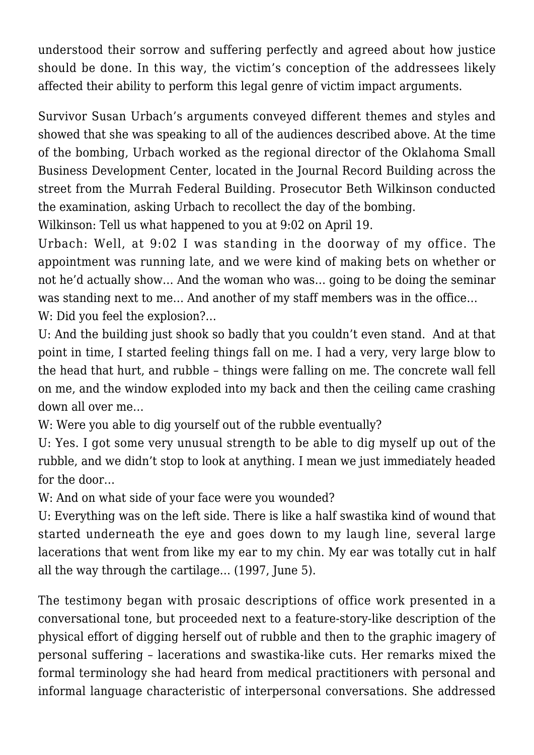understood their sorrow and suffering perfectly and agreed about how justice should be done. In this way, the victim's conception of the addressees likely affected their ability to perform this legal genre of victim impact arguments.

Survivor Susan Urbach's arguments conveyed different themes and styles and showed that she was speaking to all of the audiences described above. At the time of the bombing, Urbach worked as the regional director of the Oklahoma Small Business Development Center, located in the Journal Record Building across the street from the Murrah Federal Building. Prosecutor Beth Wilkinson conducted the examination, asking Urbach to recollect the day of the bombing.

Wilkinson: Tell us what happened to you at 9:02 on April 19.

Urbach: Well, at 9:02 I was standing in the doorway of my office. The appointment was running late, and we were kind of making bets on whether or not he'd actually show… And the woman who was… going to be doing the seminar was standing next to me… And another of my staff members was in the office…

W: Did you feel the explosion?…

U: And the building just shook so badly that you couldn't even stand. And at that point in time, I started feeling things fall on me. I had a very, very large blow to the head that hurt, and rubble – things were falling on me. The concrete wall fell on me, and the window exploded into my back and then the ceiling came crashing down all over me…

W: Were you able to dig yourself out of the rubble eventually?

U: Yes. I got some very unusual strength to be able to dig myself up out of the rubble, and we didn't stop to look at anything. I mean we just immediately headed for the door…

W: And on what side of your face were you wounded?

U: Everything was on the left side. There is like a half swastika kind of wound that started underneath the eye and goes down to my laugh line, several large lacerations that went from like my ear to my chin. My ear was totally cut in half all the way through the cartilage… (1997, June 5).

The testimony began with prosaic descriptions of office work presented in a conversational tone, but proceeded next to a feature-story-like description of the physical effort of digging herself out of rubble and then to the graphic imagery of personal suffering – lacerations and swastika-like cuts. Her remarks mixed the formal terminology she had heard from medical practitioners with personal and informal language characteristic of interpersonal conversations. She addressed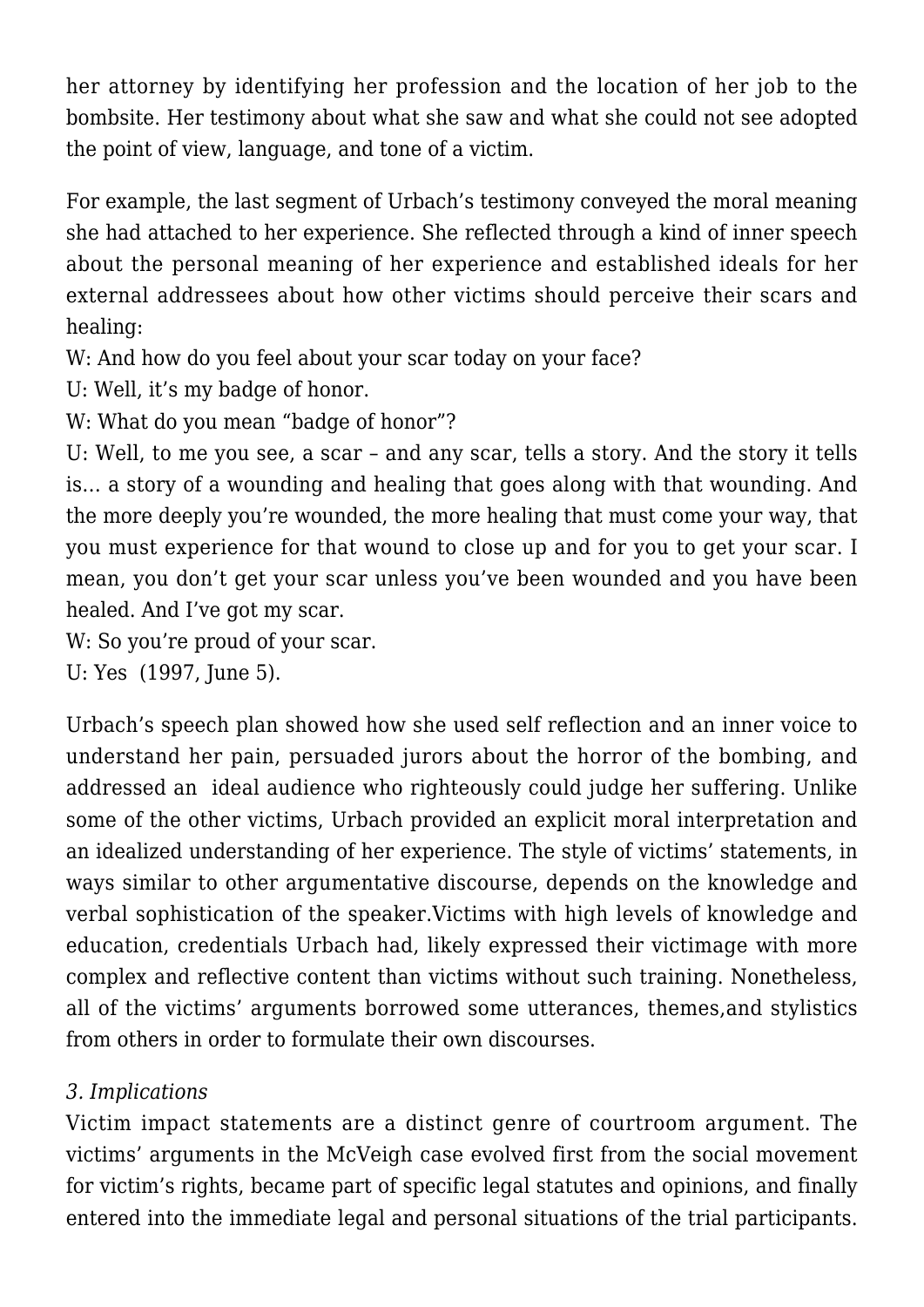her attorney by identifying her profession and the location of her job to the bombsite. Her testimony about what she saw and what she could not see adopted the point of view, language, and tone of a victim.

For example, the last segment of Urbach's testimony conveyed the moral meaning she had attached to her experience. She reflected through a kind of inner speech about the personal meaning of her experience and established ideals for her external addressees about how other victims should perceive their scars and healing:

W: And how do you feel about your scar today on your face?
U: Well, it's my badge of honor.
W: What do you mean "badge of honor"?
U: Well, to me you see, a scar – and any scar, tells a story. And the story it tells is… a story of a wounding and healing that goes along with that wounding. And the more deeply you're wounded, the more healing that must come your way, that you must experience for that wound to close up and for you to get your scar. I mean, you don't get your scar unless you've been wounded and you have been healed. And I've got my scar.
W: So you're proud of your scar.
U: Yes (1997, June 5).

Urbach's speech plan showed how she used self reflection and an inner voice to understand her pain, persuaded jurors about the horror of the bombing, and addressed an ideal audience who righteously could judge her suffering. Unlike some of the other victims, Urbach provided an explicit moral interpretation and an idealized understanding of her experience. The style of victims' statements, in ways similar to other argumentative discourse, depends on the knowledge and verbal sophistication of the speaker.Victims with high levels of knowledge and education, credentials Urbach had, likely expressed their victimage with more complex and reflective content than victims without such training. Nonetheless, all of the victims' arguments borrowed some utterances, themes,and stylistics from others in order to formulate their own discourses.

*3. Implications*

Victim impact statements are a distinct genre of courtroom argument. The victims' arguments in the McVeigh case evolved first from the social movement for victim's rights, became part of specific legal statutes and opinions, and finally entered into the immediate legal and personal situations of the trial participants.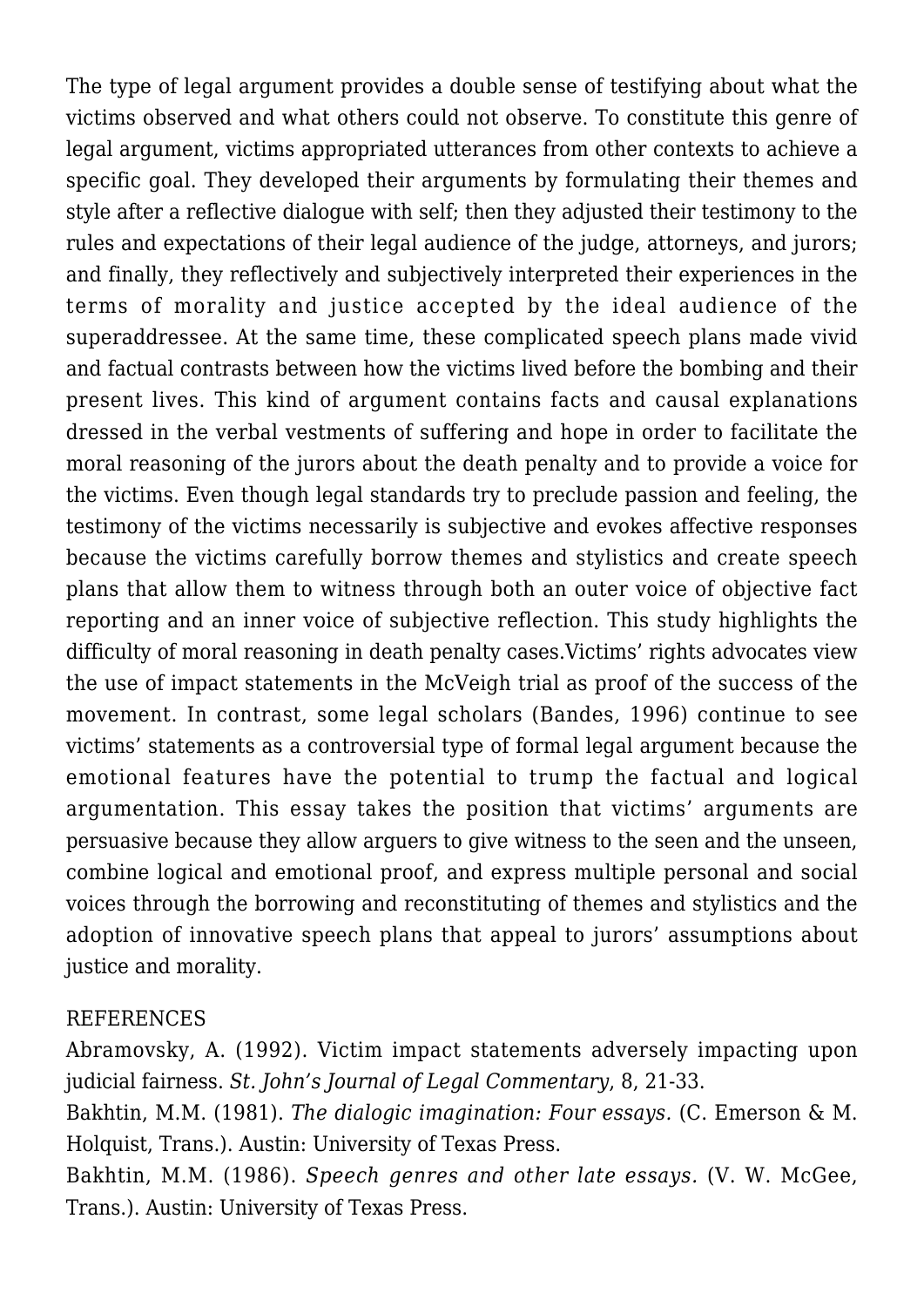The type of legal argument provides a double sense of testifying about what the victims observed and what others could not observe. To constitute this genre of legal argument, victims appropriated utterances from other contexts to achieve a specific goal. They developed their arguments by formulating their themes and style after a reflective dialogue with self; then they adjusted their testimony to the rules and expectations of their legal audience of the judge, attorneys, and jurors; and finally, they reflectively and subjectively interpreted their experiences in the terms of morality and justice accepted by the ideal audience of the superaddressee. At the same time, these complicated speech plans made vivid and factual contrasts between how the victims lived before the bombing and their present lives. This kind of argument contains facts and causal explanations dressed in the verbal vestments of suffering and hope in order to facilitate the moral reasoning of the jurors about the death penalty and to provide a voice for the victims. Even though legal standards try to preclude passion and feeling, the testimony of the victims necessarily is subjective and evokes affective responses because the victims carefully borrow themes and stylistics and create speech plans that allow them to witness through both an outer voice of objective fact reporting and an inner voice of subjective reflection. This study highlights the difficulty of moral reasoning in death penalty cases.Victims' rights advocates view the use of impact statements in the McVeigh trial as proof of the success of the movement. In contrast, some legal scholars (Bandes, 1996) continue to see victims' statements as a controversial type of formal legal argument because the emotional features have the potential to trump the factual and logical argumentation. This essay takes the position that victims' arguments are persuasive because they allow arguers to give witness to the seen and the unseen, combine logical and emotional proof, and express multiple personal and social voices through the borrowing and reconstituting of themes and stylistics and the adoption of innovative speech plans that appeal to jurors' assumptions about justice and morality.

REFERENCES

Abramovsky, A. (1992). Victim impact statements adversely impacting upon judicial fairness. *St. John's Journal of Legal Commentary*, 8, 21-33.

Bakhtin, M.M. (1981). *The dialogic imagination: Four essays.* (C. Emerson & M. Holquist, Trans.). Austin: University of Texas Press.

Bakhtin, M.M. (1986). *Speech genres and other late essays.* (V. W. McGee, Trans.). Austin: University of Texas Press.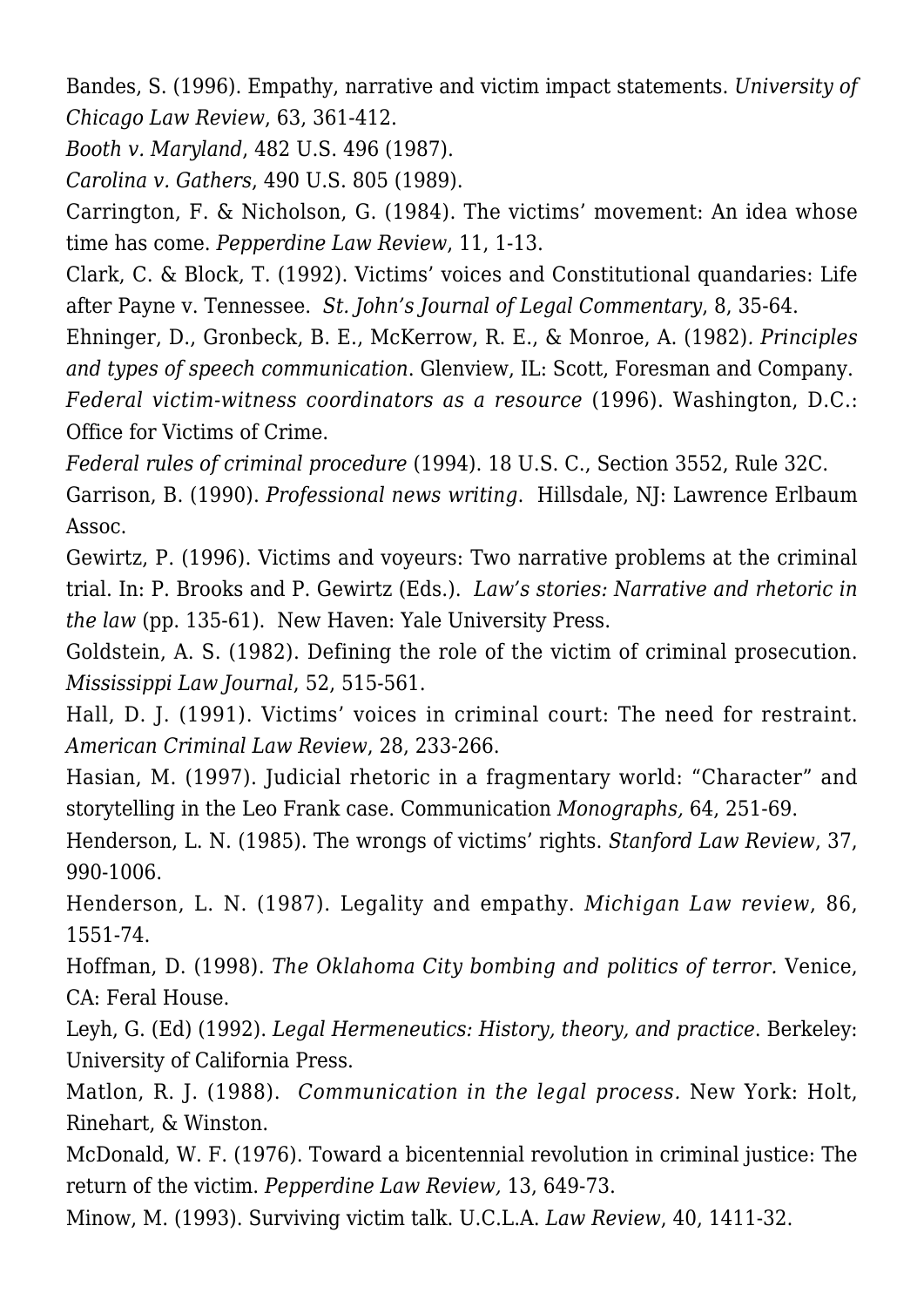Bandes, S. (1996). Empathy, narrative and victim impact statements. *University of Chicago Law Review*, 63, 361-412.

*Booth v. Maryland*, 482 U.S. 496 (1987).

*Carolina v. Gathers*, 490 U.S. 805 (1989).

Carrington, F. & Nicholson, G. (1984). The victims' movement: An idea whose time has come. *Pepperdine Law Review*, 11, 1-13.

Clark, C. & Block, T. (1992). Victims' voices and Constitutional quandaries: Life after Payne v. Tennessee. *St. John's Journal of Legal Commentary*, 8, 35-64.

Ehninger, D., Gronbeck, B. E., McKerrow, R. E., & Monroe, A. (1982). *Principles and types of speech communication*. Glenview, IL: Scott, Foresman and Company.

*Federal victim-witness coordinators as a resource* (1996). Washington, D.C.: Office for Victims of Crime.

*Federal rules of criminal procedure* (1994). 18 U.S. C., Section 3552, Rule 32C.

Garrison, B. (1990). *Professional news writing*. Hillsdale, NJ: Lawrence Erlbaum Assoc.

Gewirtz, P. (1996). Victims and voyeurs: Two narrative problems at the criminal trial. In: P. Brooks and P. Gewirtz (Eds.). *Law's stories: Narrative and rhetoric in the law* (pp. 135-61). New Haven: Yale University Press.

Goldstein, A. S. (1982). Defining the role of the victim of criminal prosecution. *Mississippi Law Journal*, 52, 515-561.

Hall, D. J. (1991). Victims' voices in criminal court: The need for restraint. *American Criminal Law Review*, 28, 233-266.

Hasian, M. (1997). Judicial rhetoric in a fragmentary world: "Character" and storytelling in the Leo Frank case. Communication *Monographs,* 64, 251-69.

Henderson, L. N. (1985). The wrongs of victims' rights. *Stanford Law Review*, 37, 990-1006.

Henderson, L. N. (1987). Legality and empathy. *Michigan Law review*, 86, 1551-74.

Hoffman, D. (1998). *The Oklahoma City bombing and politics of terror.* Venice, CA: Feral House.

Leyh, G. (Ed) (1992). *Legal Hermeneutics: History, theory, and practice*. Berkeley: University of California Press.

Matlon, R. J. (1988). *Communication in the legal process.* New York: Holt, Rinehart, & Winston.

McDonald, W. F. (1976). Toward a bicentennial revolution in criminal justice: The return of the victim. *Pepperdine Law Review,* 13, 649-73.

Minow, M. (1993). Surviving victim talk. U.C.L.A. *Law Review*, 40, 1411-32.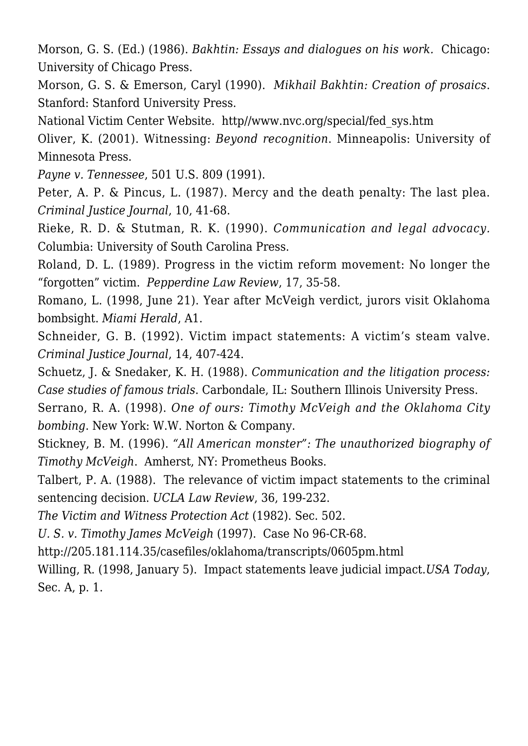Morson, G. S. (Ed.) (1986). *Bakhtin: Essays and dialogues on his work.* Chicago: University of Chicago Press.

Morson, G. S. & Emerson, Caryl (1990). *Mikhail Bakhtin: Creation of prosaics*. Stanford: Stanford University Press.

National Victim Center Website. http//www.nvc.org/special/fed_sys.htm

Oliver, K. (2001). Witnessing: *Beyond recognition*. Minneapolis: University of Minnesota Press.

*Payne v. Tennessee*, 501 U.S. 809 (1991).

Peter, A. P. & Pincus, L. (1987). Mercy and the death penalty: The last plea. *Criminal Justice Journal*, 10, 41-68.

Rieke, R. D. & Stutman, R. K. (1990). *Communication and legal advocacy.* Columbia: University of South Carolina Press.

Roland, D. L. (1989). Progress in the victim reform movement: No longer the "forgotten" victim. *Pepperdine Law Review*, 17, 35-58.

Romano, L. (1998, June 21). Year after McVeigh verdict, jurors visit Oklahoma bombsight. *Miami Herald*, A1.

Schneider, G. B. (1992). Victim impact statements: A victim's steam valve. *Criminal Justice Journal*, 14, 407-424.

Schuetz, J. & Snedaker, K. H. (1988). *Communication and the litigation process: Case studies of famous trials*. Carbondale, IL: Southern Illinois University Press.

Serrano, R. A. (1998). *One of ours: Timothy McVeigh and the Oklahoma City bombing*. New York: W.W. Norton & Company.

Stickney, B. M. (1996). *"All American monster": The unauthorized biography of Timothy McVeigh*. Amherst, NY: Prometheus Books.

Talbert, P. A. (1988). The relevance of victim impact statements to the criminal sentencing decision. *UCLA Law Review*, 36, 199-232.

*The Victim and Witness Protection Act* (1982). Sec. 502.

*U. S. v. Timothy James McVeigh* (1997). Case No 96-CR-68.

http://205.181.114.35/casefiles/oklahoma/transcripts/0605pm.html

Willing, R. (1998, January 5). Impact statements leave judicial impact.*USA Today*, Sec. A, p. 1.